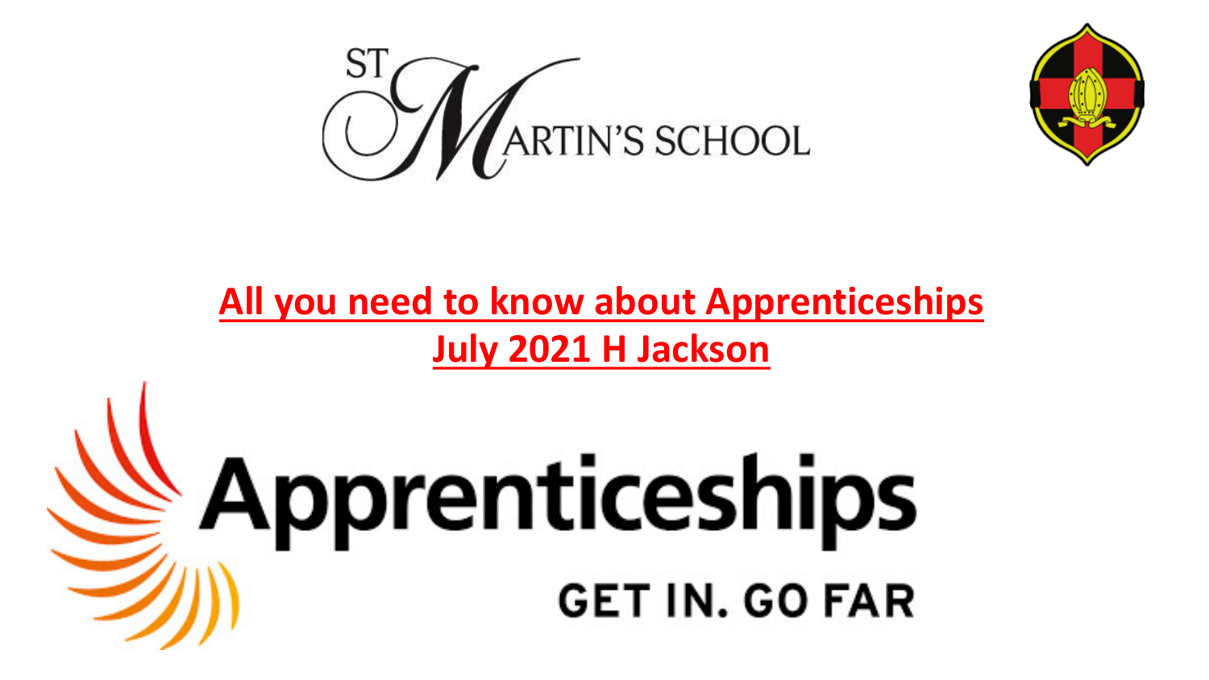ST MARTIN'S SCHOOL

# All you need to know about Apprenticeships

## July 2021 H Jackson

Apprenticeships

GET IN. GO FAR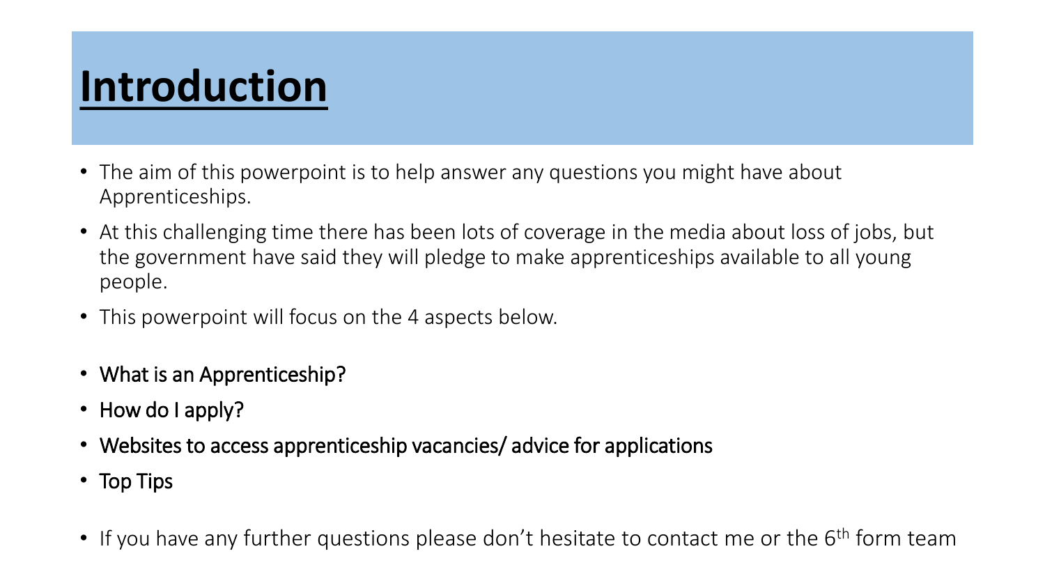# Introduction

- The aim of this powerpoint is to help answer any questions you might have about Apprenticeships.
- At this challenging time there has been lots of coverage in the media about loss of jobs, but the government have said they will pledge to make apprenticeships available to all young people.
- This powerpoint will focus on the 4 aspects below.

- What is an Apprenticeship?
- How do I apply?
- Websites to access apprenticeship vacancies/ advice for applications
- Top Tips

- If you have any further questions please don't hesitate to contact me or the 6th form team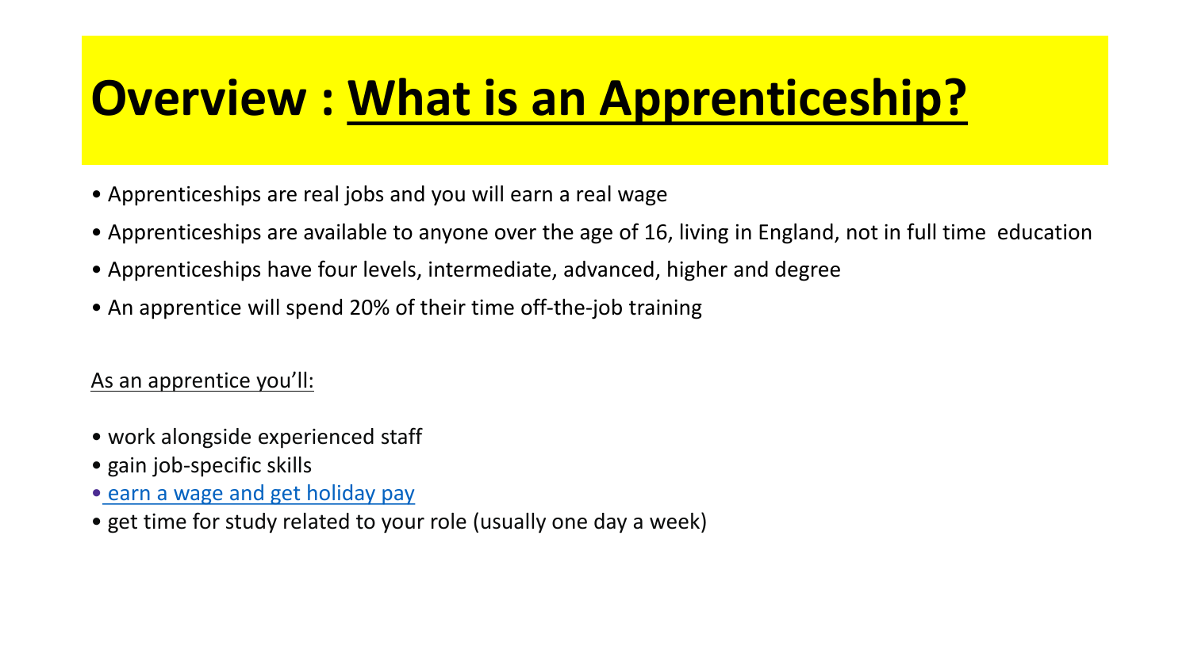# Overview : What is an Apprenticeship?

- Apprenticeships are real jobs and you will earn a real wage
- Apprenticeships are available to anyone over the age of 16, living in England, not in full time education
- Apprenticeships have four levels, intermediate, advanced, higher and degree
- An apprentice will spend 20% of their time off-the-job training

As an apprentice you'll:

- work alongside experienced staff
- gain job-specific skills
- earn a wage and get holiday pay
- get time for study related to your role (usually one day a week)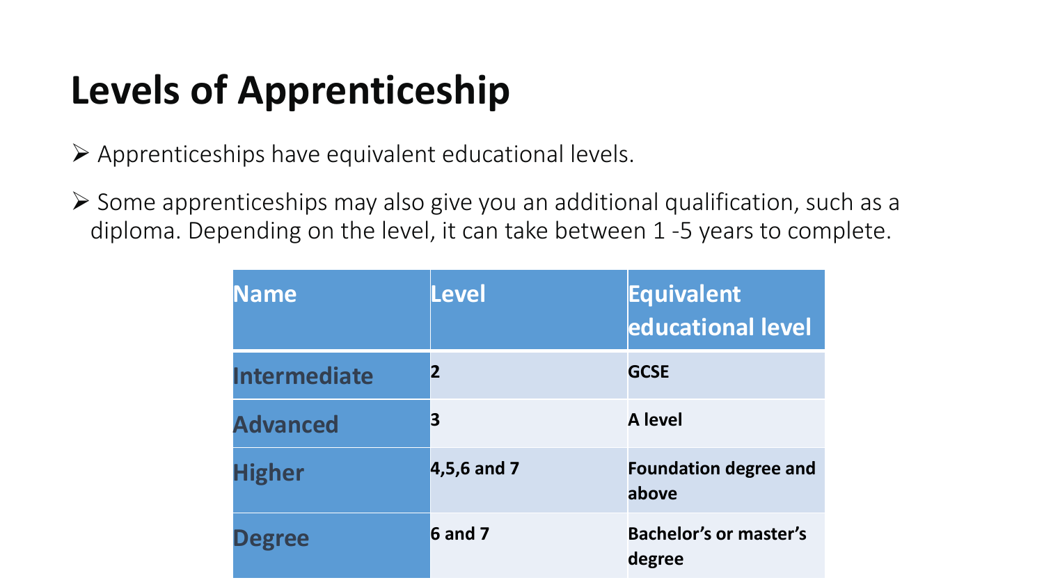# Levels of Apprenticeship

- Apprenticeships have equivalent educational levels.
- Some apprenticeships may also give you an additional qualification, such as a diploma. Depending on the level, it can take between 1 -5 years to complete.

| Name | Level | Equivalent educational level |
| --- | --- | --- |
| **Intermediate** | **2** | **GCSE** |
| **Advanced** | **3** | **A level** |
| **Higher** | **4,5,6 and 7** | **Foundation degree and above** |
| **Degree** | **6 and 7** | **Bachelor's or master's degree** |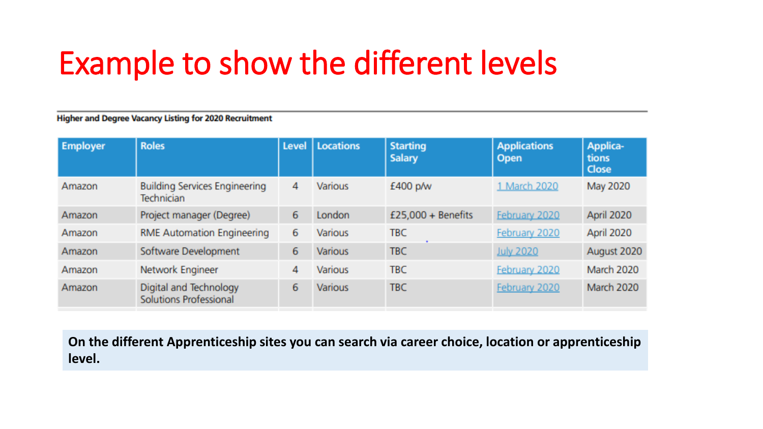# Example to show the different levels

**Higher and Degree Vacancy Listing for 2020 Recruitment**

| Employer | Roles | Level | Locations | Starting Salary | Applications Open | Applica-tions Close |
|---|---|---|---|---|---|---|
| Amazon | Building Services Engineering Technician | 4 | Various | £400 p/w | 1 March 2020 | May 2020 |
| Amazon | Project manager (Degree) | 6 | London | £25,000 + Benefits | February 2020 | April 2020 |
| Amazon | RME Automation Engineering | 6 | Various | TBC | February 2020 | April 2020 |
| Amazon | Software Development | 6 | Various | TBC | July 2020 | August 2020 |
| Amazon | Network Engineer | 4 | Various | TBC | February 2020 | March 2020 |
| Amazon | Digital and Technology Solutions Professional | 6 | Various | TBC | February 2020 | March 2020 |

**On the different Apprenticeship sites you can search via career choice, location or apprenticeship level.**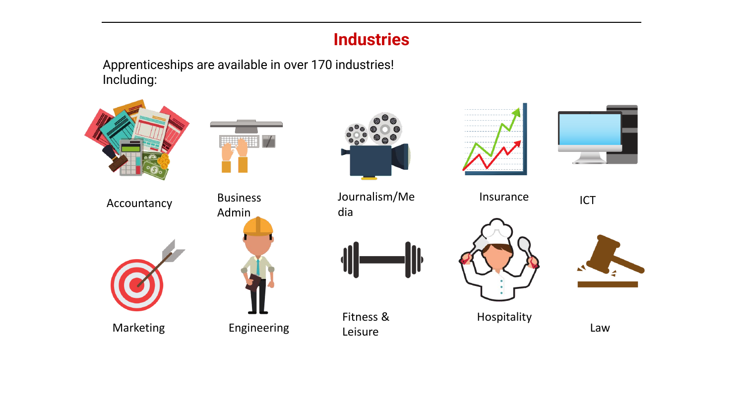# Industries

Apprenticeships are available in over 170 industries!
Including:

- Accountancy
- Business Admin
- Journalism/Media
- Insurance
- ICT
- Marketing
- Engineering
- Fitness & Leisure
- Hospitality
- Law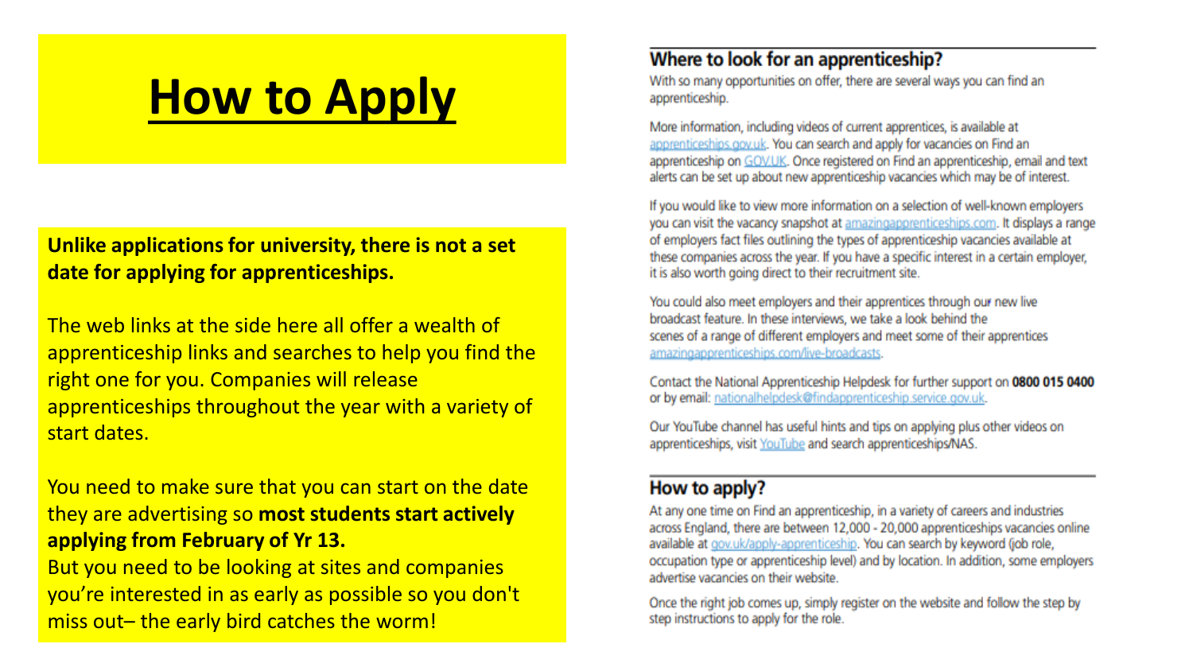# How to Apply

**Unlike applications for university, there is not a set date for applying for apprenticeships.**

The web links at the side here all offer a wealth of apprenticeship links and searches to help you find the right one for you. Companies will release apprenticeships throughout the year with a variety of start dates.

You need to make sure that you can start on the date they are advertising so **most students start actively applying from February of Yr 13.**
But you need to be looking at sites and companies you're interested in as early as possible so you don't miss out– the early bird catches the worm!

## Where to look for an apprenticeship?

With so many opportunities on offer, there are several ways you can find an apprenticeship.

More information, including videos of current apprentices, is available at apprenticeships.gov.uk. You can search and apply for vacancies on Find an apprenticeship on GOV.UK. Once registered on Find an apprenticeship, email and text alerts can be set up about new apprenticeship vacancies which may be of interest.

If you would like to view more information on a selection of well-known employers you can visit the vacancy snapshot at amazingapprenticeships.com. It displays a range of employers fact files outlining the types of apprenticeship vacancies available at these companies across the year. If you have a specific interest in a certain employer, it is also worth going direct to their recruitment site.

You could also meet employers and their apprentices through our new live broadcast feature. In these interviews, we take a look behind the scenes of a range of different employers and meet some of their apprentices amazingapprenticeships.com/live-broadcasts.

Contact the National Apprenticeship Helpdesk for further support on **0800 015 0400** or by email: nationalhelpdesk@findapprenticeship.service.gov.uk.

Our YouTube channel has useful hints and tips on applying plus other videos on apprenticeships, visit YouTube and search apprenticeships/NAS.

## How to apply?

At any one time on Find an apprenticeship, in a variety of careers and industries across England, there are between 12,000 - 20,000 apprenticeships vacancies online available at gov.uk/apply-apprenticeship. You can search by keyword (job role, occupation type or apprenticeship level) and by location. In addition, some employers advertise vacancies on their website.

Once the right job comes up, simply register on the website and follow the step by step instructions to apply for the role.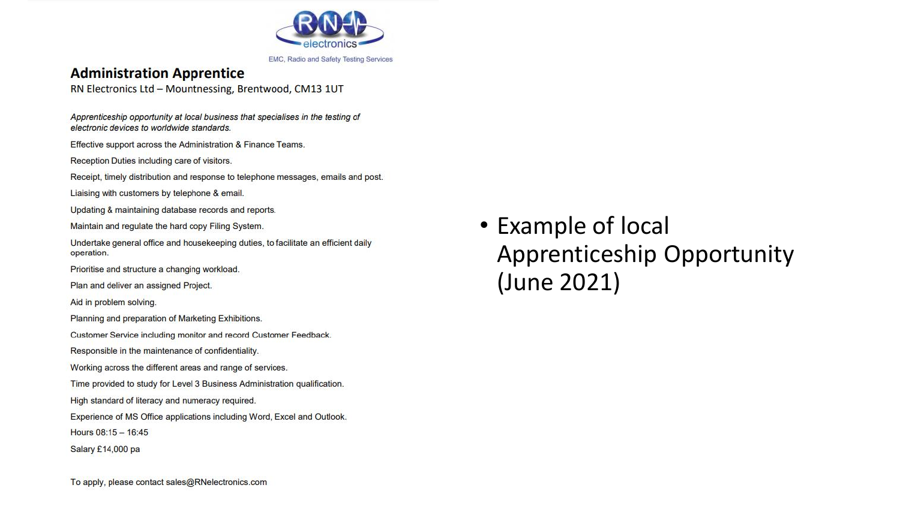RN electronics

EMC, Radio and Safety Testing Services

## Administration Apprentice

RN Electronics Ltd – Mountnessing, Brentwood, CM13 1UT

*Apprenticeship opportunity at local business that specialises in the testing of electronic devices to worldwide standards.*

Effective support across the Administration & Finance Teams.

Reception Duties including care of visitors.

Receipt, timely distribution and response to telephone messages, emails and post.

Liaising with customers by telephone & email.

Updating & maintaining database records and reports.

Maintain and regulate the hard copy Filing System.

Undertake general office and housekeeping duties, to facilitate an efficient daily operation.

Prioritise and structure a changing workload.

Plan and deliver an assigned Project.

Aid in problem solving.

Planning and preparation of Marketing Exhibitions.

Customer Service including monitor and record Customer Feedback.

Responsible in the maintenance of confidentiality.

Working across the different areas and range of services.

Time provided to study for Level 3 Business Administration qualification.

High standard of literacy and numeracy required.

Experience of MS Office applications including Word, Excel and Outlook.

Hours 08:15 – 16:45

Salary £14,000 pa

To apply, please contact sales@RNelectronics.com

- Example of local Apprenticeship Opportunity (June 2021)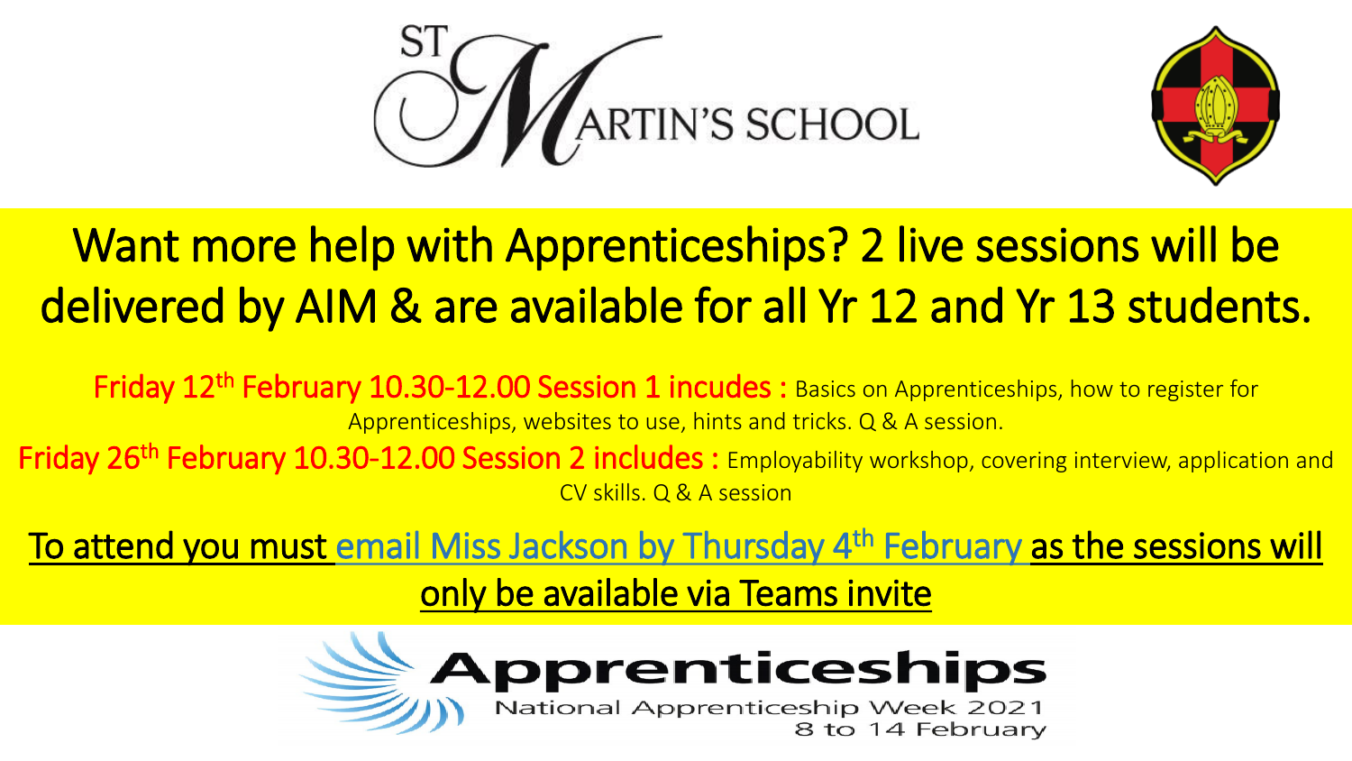ST MARTIN'S SCHOOL

# Want more help with Apprenticeships? 2 live sessions will be delivered by AIM & are available for all Yr 12 and Yr 13 students.

**Friday 12th February 10.30-12.00 Session 1 incudes :** Basics on Apprenticeships, how to register for Apprenticeships, websites to use, hints and tricks. Q & A session.

**Friday 26th February 10.30-12.00 Session 2 includes :** Employability workshop, covering interview, application and CV skills. Q & A session

To attend you must email Miss Jackson by Thursday 4th February as the sessions will only be available via Teams invite

Apprenticeships

National Apprenticeship Week 2021

8 to 14 February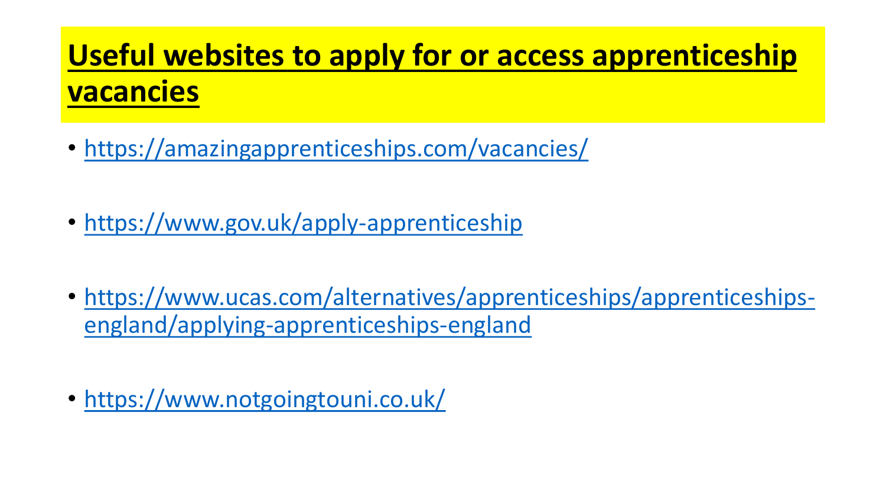# Useful websites to apply for or access apprenticeship vacancies

- https://amazingapprenticeships.com/vacancies/
- https://www.gov.uk/apply-apprenticeship
- https://www.ucas.com/alternatives/apprenticeships/apprenticeships-england/applying-apprenticeships-england
- https://www.notgoingtouni.co.uk/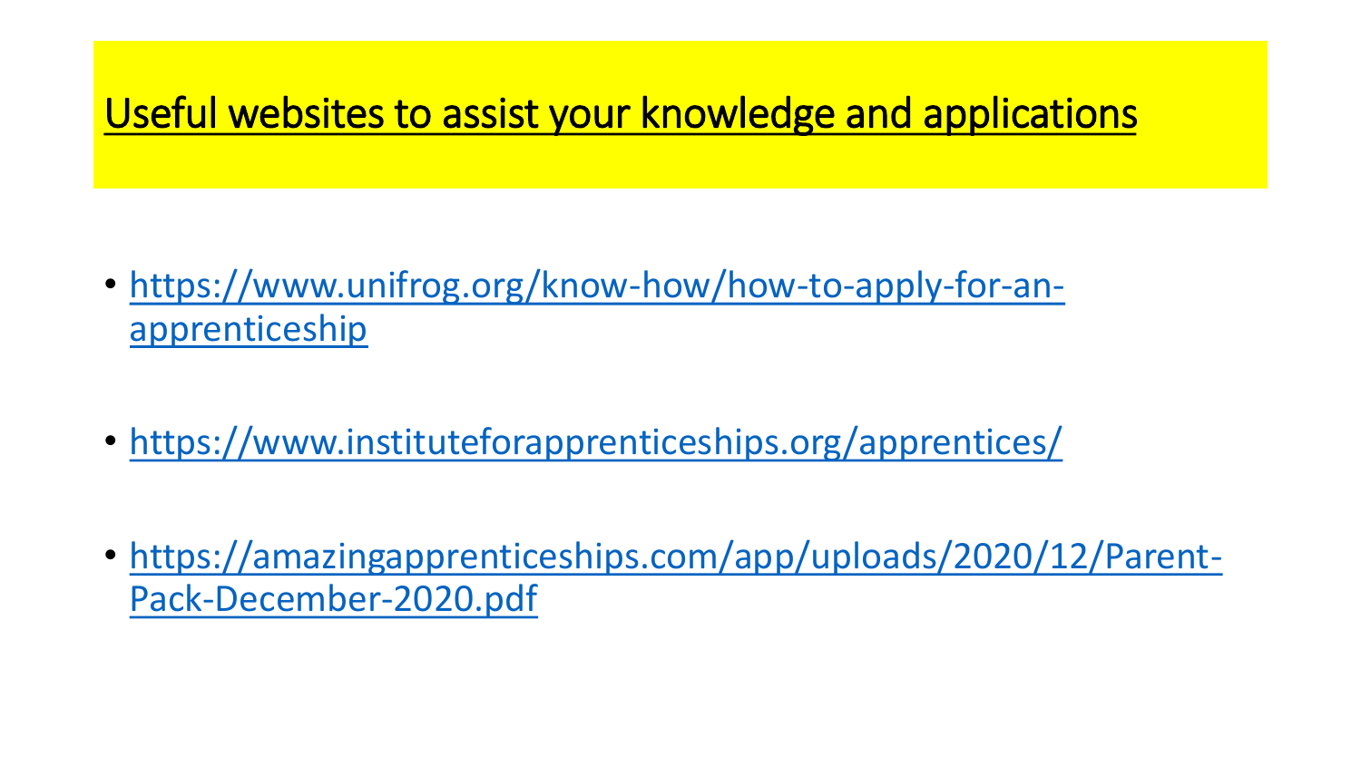# Useful websites to assist your knowledge and applications

- https://www.unifrog.org/know-how/how-to-apply-for-an-apprenticeship
- https://www.instituteforapprenticeships.org/apprentices/
- https://amazingapprenticeships.com/app/uploads/2020/12/Parent-Pack-December-2020.pdf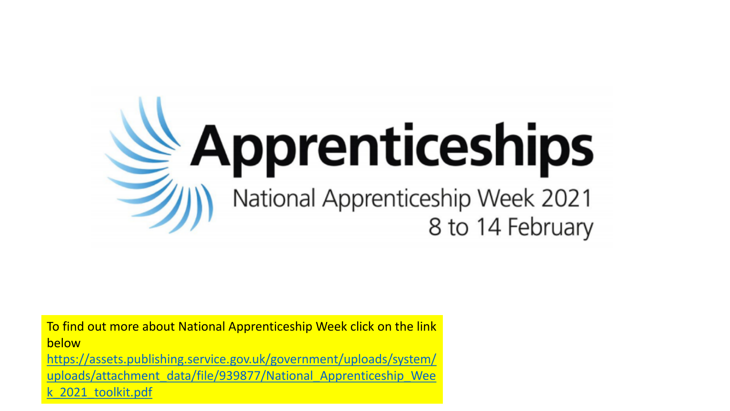# Apprenticeships

National Apprenticeship Week 2021
8 to 14 February

To find out more about National Apprenticeship Week click on the link below
https://assets.publishing.service.gov.uk/government/uploads/system/uploads/attachment_data/file/939877/National_Apprenticeship_Week_2021_toolkit.pdf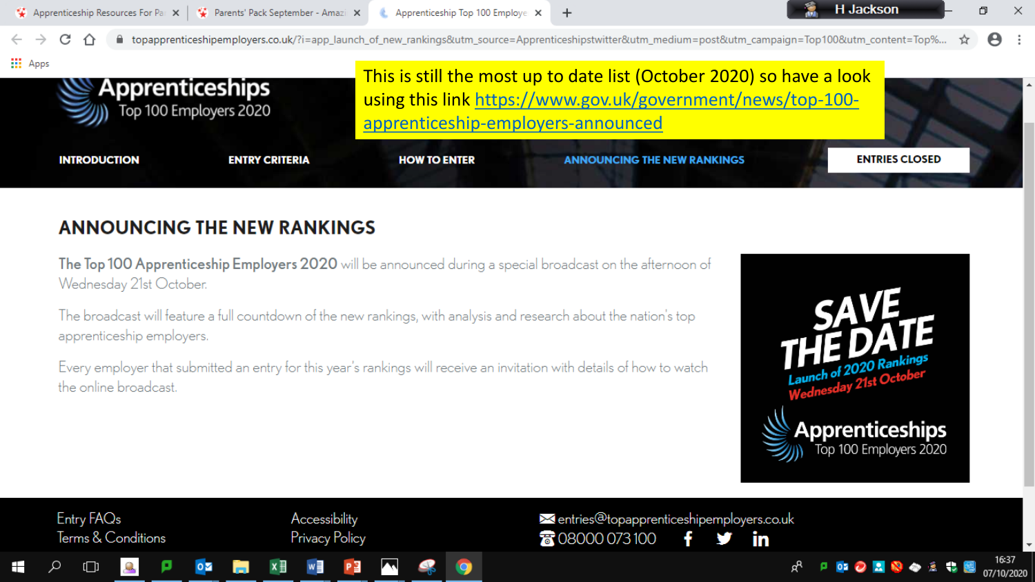This is still the most up to date list (October 2020) so have a look using this link https://www.gov.uk/government/news/top-100-apprenticeship-employers-announced

**Apprenticeships**
Top 100 Employers 2020

INTRODUCTION | ENTRY CRITERIA | HOW TO ENTER | ANNOUNCING THE NEW RANKINGS | ENTRIES CLOSED

## ANNOUNCING THE NEW RANKINGS

**The Top 100 Apprenticeship Employers 2020** will be announced during a special broadcast on the afternoon of Wednesday 21st October.

The broadcast will feature a full countdown of the new rankings, with analysis and research about the nation's top apprenticeship employers.

Every employer that submitted an entry for this year's rankings will receive an invitation with details of how to watch the online broadcast.

SAVE THE DATE
Launch of 2020 Rankings
Wednesday 21st October
Apprenticeships
Top 100 Employers 2020

Entry FAQs
Terms & Conditions

Accessibility
Privacy Policy

entries@topapprenticeshipemployers.co.uk
08000 073 100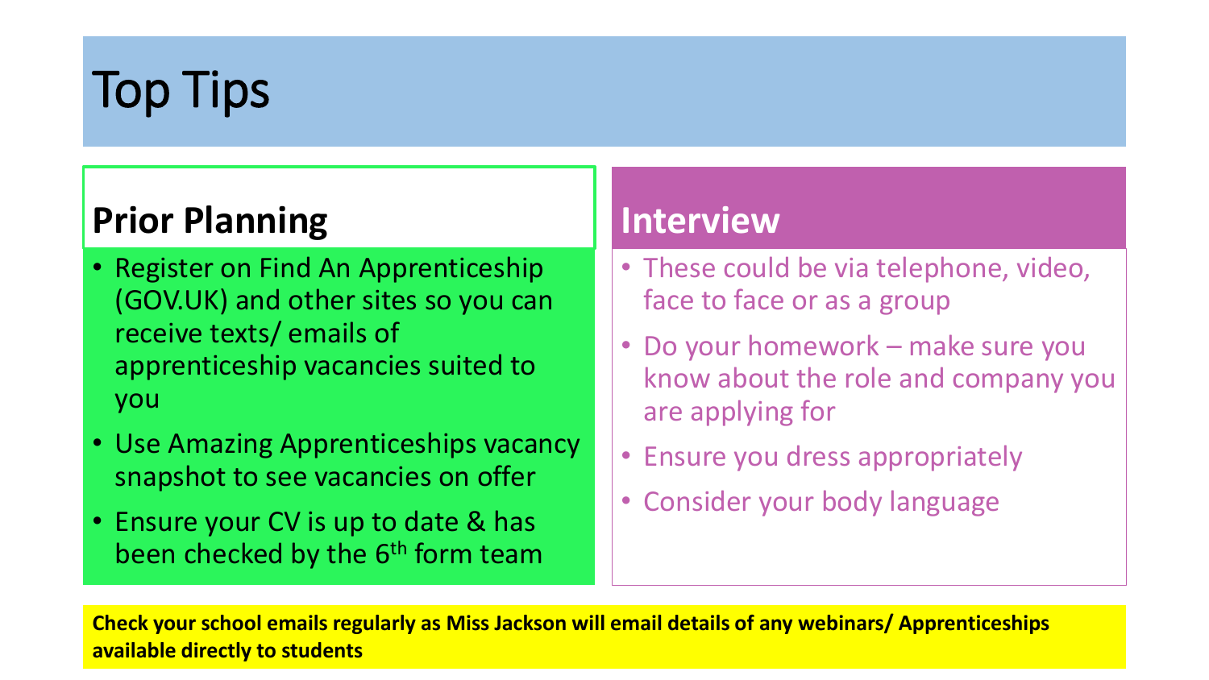# Top Tips

## Prior Planning

- Register on Find An Apprenticeship (GOV.UK) and other sites so you can receive texts/ emails of apprenticeship vacancies suited to you
- Use Amazing Apprenticeships vacancy snapshot to see vacancies on offer
- Ensure your CV is up to date & has been checked by the 6th form team

## Interview

- These could be via telephone, video, face to face or as a group
- Do your homework – make sure you know about the role and company you are applying for
- Ensure you dress appropriately
- Consider your body language

**Check your school emails regularly as Miss Jackson will email details of any webinars/ Apprenticeships available directly to students**